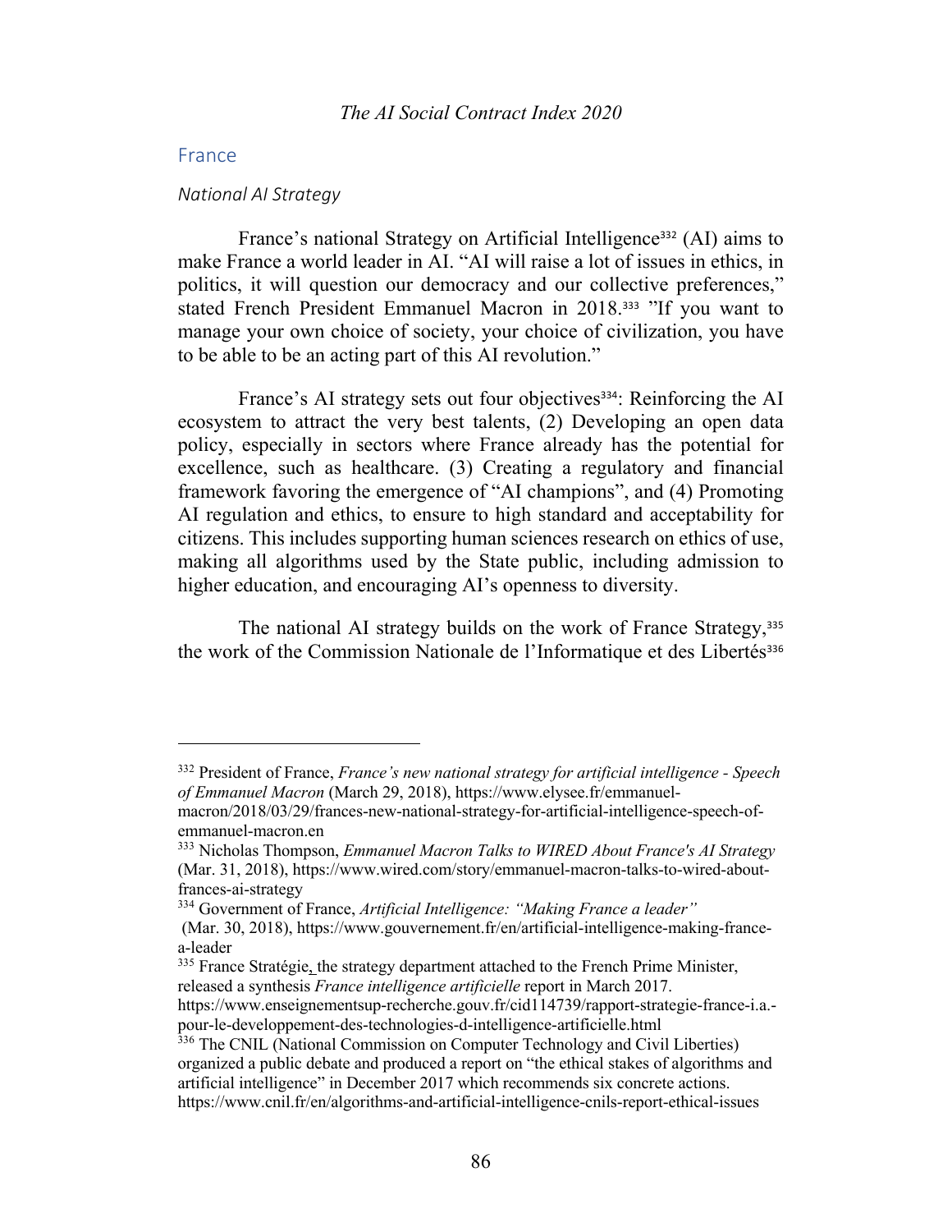## France

### *National AI Strategy*

France's national Strategy on Artificial Intelligence[332] (AI) aims to make France a world leader in AI. "AI will raise a lot of issues in ethics, in politics, it will question our democracy and our collective preferences," stated French President Emmanuel Macron in 2018.[333] "If you want to manage your own choice of society, your choice of civilization, you have to be able to be an acting part of this AI revolution."

France's AI strategy sets out four objectives[334]: Reinforcing the AI ecosystem to attract the very best talents, (2) Developing an open data policy, especially in sectors where France already has the potential for excellence, such as healthcare. (3) Creating a regulatory and financial framework favoring the emergence of "AI champions", and (4) Promoting AI regulation and ethics, to ensure to high standard and acceptability for citizens. This includes supporting human sciences research on ethics of use, making all algorithms used by the State public, including admission to higher education, and encouraging AI's openness to diversity.

The national AI strategy builds on the work of France Strategy,[335] the work of the Commission Nationale de l'Informatique et des Libertés[336]

---

[332] President of France, *France's new national strategy for artificial intelligence - Speech of Emmanuel Macron* (March 29, 2018), https://www.elysee.fr/emmanuel-macron/2018/03/29/frances-new-national-strategy-for-artificial-intelligence-speech-of-emmanuel-macron.en

[333] Nicholas Thompson, *Emmanuel Macron Talks to WIRED About France's AI Strategy* (Mar. 31, 2018), https://www.wired.com/story/emmanuel-macron-talks-to-wired-about-frances-ai-strategy

[334] Government of France, *Artificial Intelligence: "Making France a leader"* (Mar. 30, 2018), https://www.gouvernement.fr/en/artificial-intelligence-making-france-a-leader

[335] France Stratégie, the strategy department attached to the French Prime Minister, released a synthesis *France intelligence artificielle* report in March 2017. https://www.enseignementsup-recherche.gouv.fr/cid114739/rapport-strategie-france-i.a.-pour-le-developpement-des-technologies-d-intelligence-artificielle.html

[336] The CNIL (National Commission on Computer Technology and Civil Liberties) organized a public debate and produced a report on "the ethical stakes of algorithms and artificial intelligence" in December 2017 which recommends six concrete actions. https://www.cnil.fr/en/algorithms-and-artificial-intelligence-cnils-report-ethical-issues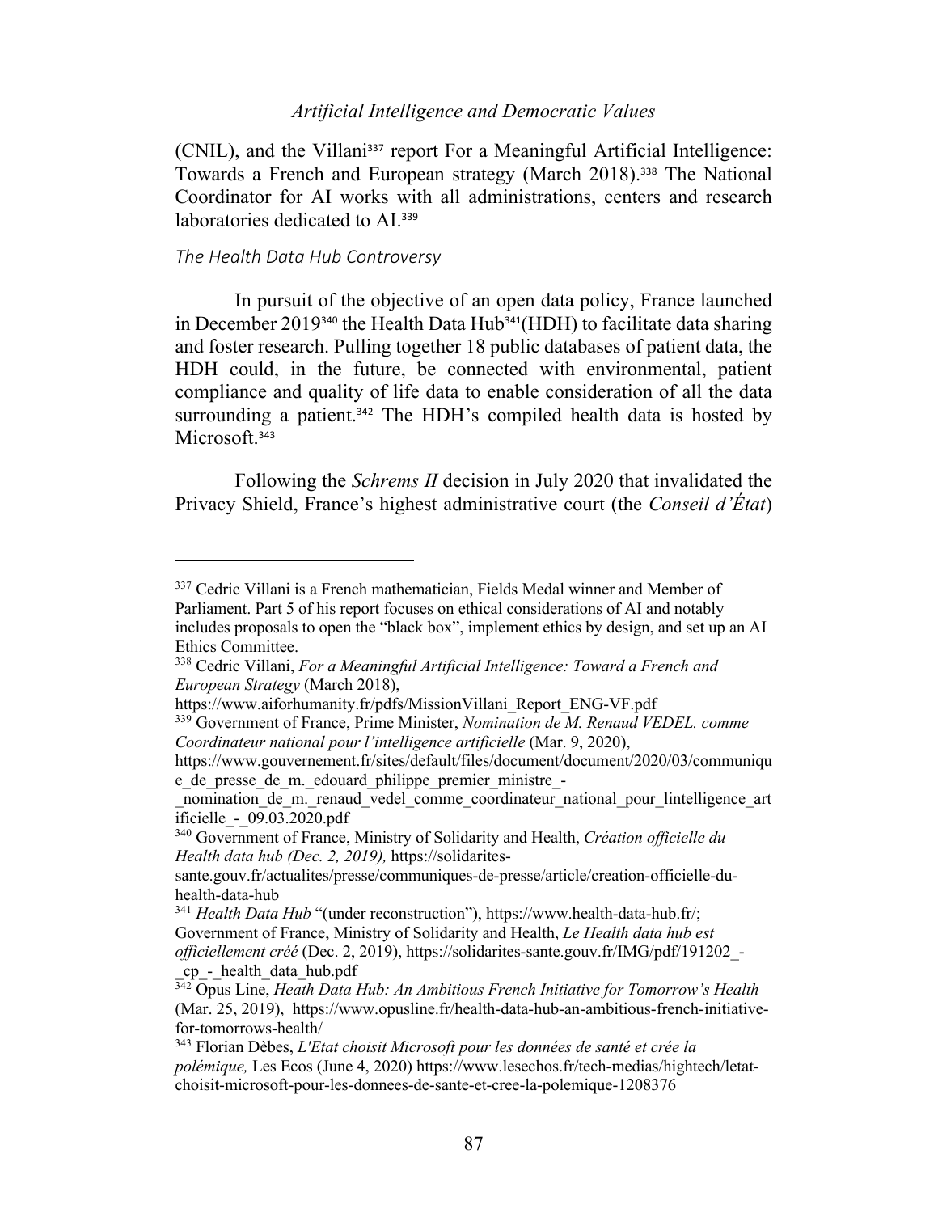(CNIL), and the Villani[337] report For a Meaningful Artificial Intelligence: Towards a French and European strategy (March 2018).[338] The National Coordinator for AI works with all administrations, centers and research laboratories dedicated to AI.[339]

*The Health Data Hub Controversy*

In pursuit of the objective of an open data policy, France launched in December 2019[340] the Health Data Hub[341](HDH) to facilitate data sharing and foster research. Pulling together 18 public databases of patient data, the HDH could, in the future, be connected with environmental, patient compliance and quality of life data to enable consideration of all the data surrounding a patient.[342] The HDH's compiled health data is hosted by Microsoft.[343]

Following the *Schrems II* decision in July 2020 that invalidated the Privacy Shield, France's highest administrative court (the *Conseil d'État*)

---

[337] Cedric Villani is a French mathematician, Fields Medal winner and Member of Parliament. Part 5 of his report focuses on ethical considerations of AI and notably includes proposals to open the "black box", implement ethics by design, and set up an AI Ethics Committee.

[338] Cedric Villani, *For a Meaningful Artificial Intelligence: Toward a French and European Strategy* (March 2018), https://www.aiforhumanity.fr/pdfs/MissionVillani_Report_ENG-VF.pdf

[339] Government of France, Prime Minister, *Nomination de M. Renaud VEDEL. comme Coordinateur national pour l'intelligence artificielle* (Mar. 9, 2020), https://www.gouvernement.fr/sites/default/files/document/document/2020/03/communique_de_presse_de_m._edouard_philippe_premier_ministre_-_nomination_de_m._renaud_vedel_comme_coordinateur_national_pour_lintelligence_artificielle_-_09.03.2020.pdf

[340] Government of France, Ministry of Solidarity and Health, *Création officielle du Health data hub (Dec. 2, 2019),* https://solidarites-sante.gouv.fr/actualites/presse/communiques-de-presse/article/creation-officielle-du-health-data-hub

[341] *Health Data Hub* "(under reconstruction"), https://www.health-data-hub.fr/; Government of France, Ministry of Solidarity and Health, *Le Health data hub est officiellement créé* (Dec. 2, 2019), https://solidarites-sante.gouv.fr/IMG/pdf/191202_-_cp_-_health_data_hub.pdf

[342] Opus Line, *Heath Data Hub: An Ambitious French Initiative for Tomorrow's Health* (Mar. 25, 2019), https://www.opusline.fr/health-data-hub-an-ambitious-french-initiative-for-tomorrows-health/

[343] Florian Dèbes, *L'Etat choisit Microsoft pour les données de santé et crée la polémique,* Les Ecos (June 4, 2020) https://www.lesechos.fr/tech-medias/hightech/letat-choisit-microsoft-pour-les-donnees-de-sante-et-cree-la-polemique-1208376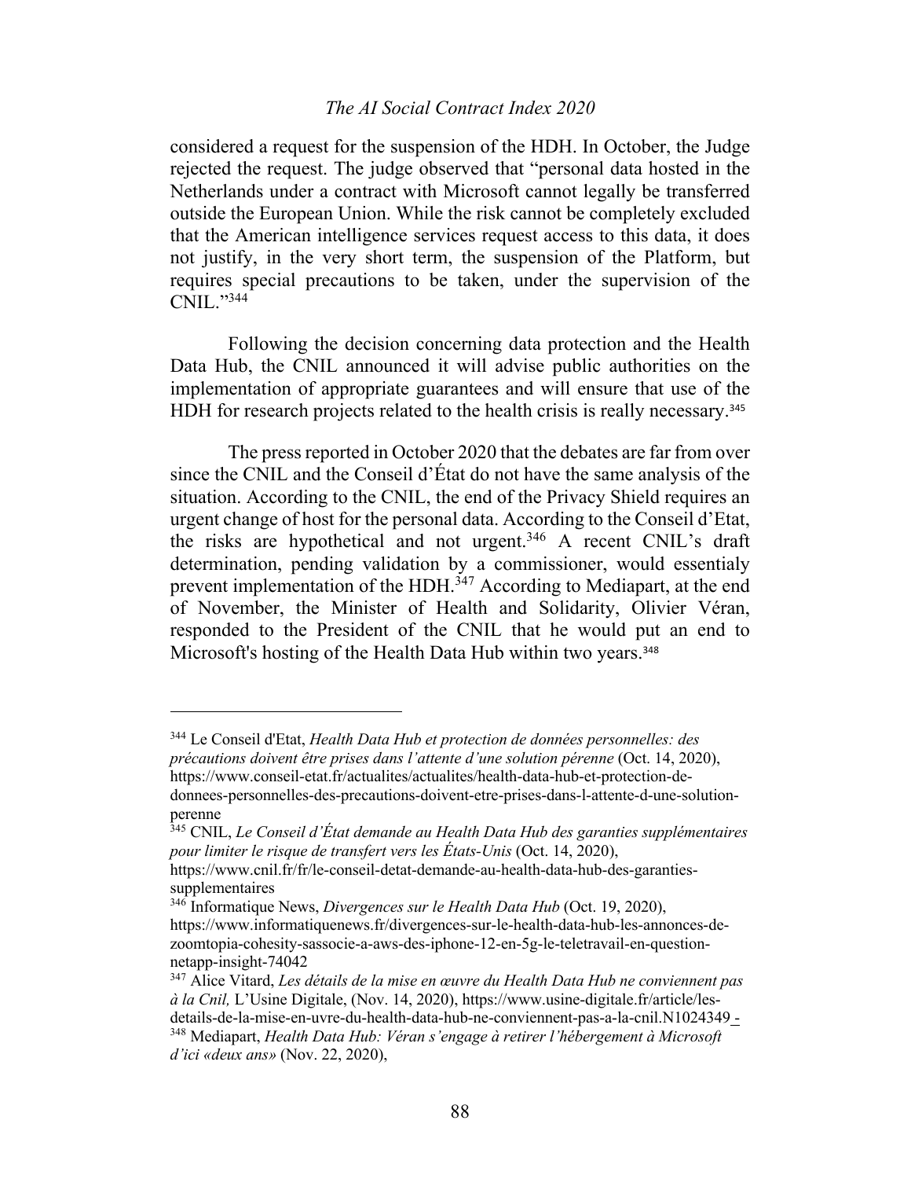considered a request for the suspension of the HDH. In October, the Judge rejected the request. The judge observed that "personal data hosted in the Netherlands under a contract with Microsoft cannot legally be transferred outside the European Union. While the risk cannot be completely excluded that the American intelligence services request access to this data, it does not justify, in the very short term, the suspension of the Platform, but requires special precautions to be taken, under the supervision of the CNIL."[344]

Following the decision concerning data protection and the Health Data Hub, the CNIL announced it will advise public authorities on the implementation of appropriate guarantees and will ensure that use of the HDH for research projects related to the health crisis is really necessary.[345]

The press reported in October 2020 that the debates are far from over since the CNIL and the Conseil d'État do not have the same analysis of the situation. According to the CNIL, the end of the Privacy Shield requires an urgent change of host for the personal data. According to the Conseil d'Etat, the risks are hypothetical and not urgent.[346] A recent CNIL's draft determination, pending validation by a commissioner, would essentialy prevent implementation of the HDH.[347] According to Mediapart, at the end of November, the Minister of Health and Solidarity, Olivier Véran, responded to the President of the CNIL that he would put an end to Microsoft's hosting of the Health Data Hub within two years.[348]

---

[344] Le Conseil d'Etat, *Health Data Hub et protection de données personnelles: des précautions doivent être prises dans l'attente d'une solution pérenne* (Oct. 14, 2020), https://www.conseil-etat.fr/actualites/actualites/health-data-hub-et-protection-de-donnees-personnelles-des-precautions-doivent-etre-prises-dans-l-attente-d-une-solution-perenne

[345] CNIL, *Le Conseil d'État demande au Health Data Hub des garanties supplémentaires pour limiter le risque de transfert vers les États-Unis* (Oct. 14, 2020), https://www.cnil.fr/fr/le-conseil-detat-demande-au-health-data-hub-des-garanties-supplementaires

[346] Informatique News, *Divergences sur le Health Data Hub* (Oct. 19, 2020), https://www.informatiquenews.fr/divergences-sur-le-health-data-hub-les-annonces-de-zoomtopia-cohesity-sassocie-a-aws-des-iphone-12-en-5g-le-teletravail-en-question-netapp-insight-74042

[347] Alice Vitard, *Les détails de la mise en œuvre du Health Data Hub ne conviennent pas à la Cnil,* L'Usine Digitale, (Nov. 14, 2020), https://www.usine-digitale.fr/article/les-details-de-la-mise-en-uvre-du-health-data-hub-ne-conviennent-pas-a-la-cnil.N1024349 -

[348] Mediapart, *Health Data Hub: Véran s'engage à retirer l'hébergement à Microsoft d'ici «deux ans»* (Nov. 22, 2020),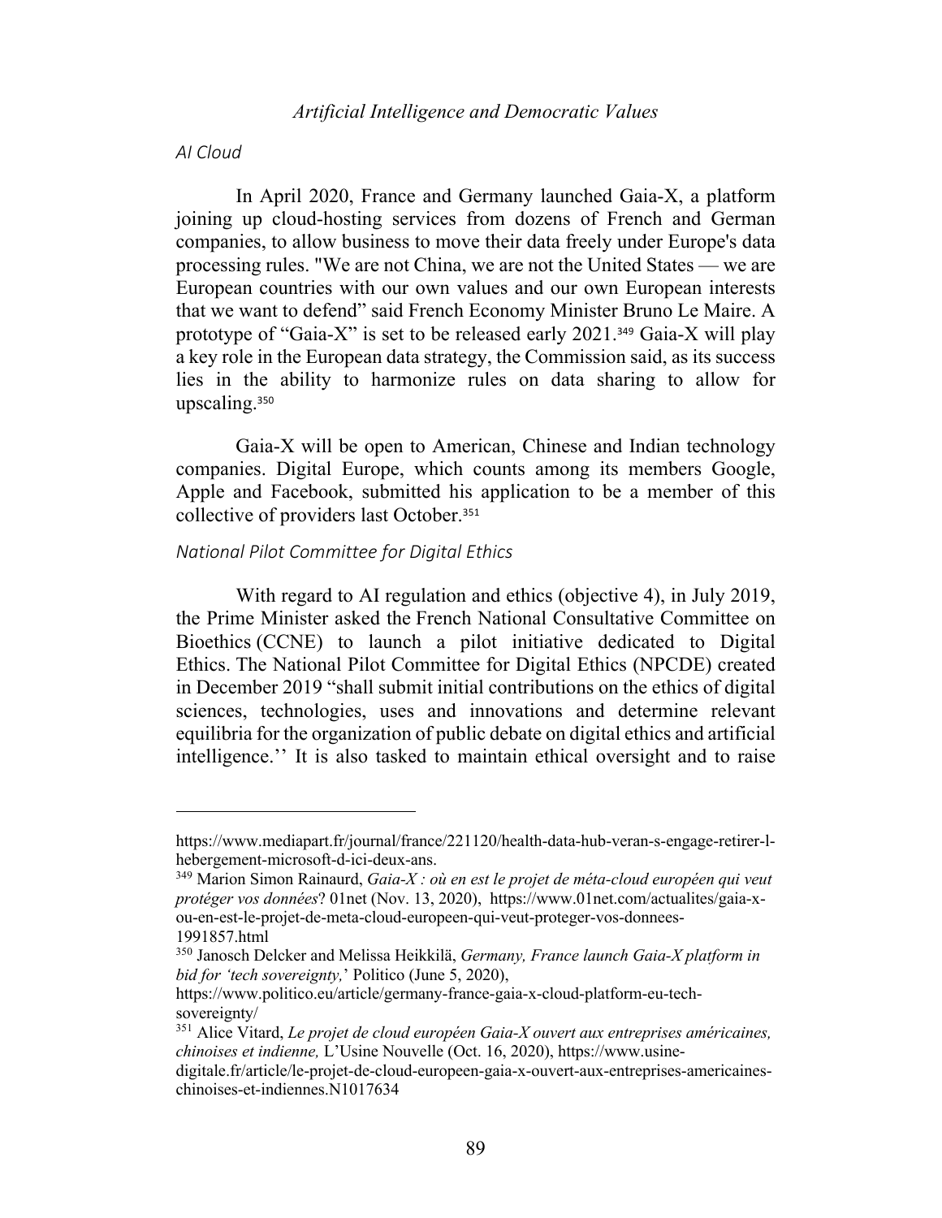*AI Cloud*

In April 2020, France and Germany launched Gaia-X, a platform joining up cloud-hosting services from dozens of French and German companies, to allow business to move their data freely under Europe's data processing rules. "We are not China, we are not the United States — we are European countries with our own values and our own European interests that we want to defend" said French Economy Minister Bruno Le Maire. A prototype of "Gaia-X" is set to be released early 2021.[349] Gaia-X will play a key role in the European data strategy, the Commission said, as its success lies in the ability to harmonize rules on data sharing to allow for upscaling.[350]

Gaia-X will be open to American, Chinese and Indian technology companies. Digital Europe, which counts among its members Google, Apple and Facebook, submitted his application to be a member of this collective of providers last October.[351]

*National Pilot Committee for Digital Ethics*

With regard to AI regulation and ethics (objective 4), in July 2019, the Prime Minister asked the French National Consultative Committee on Bioethics (CCNE) to launch a pilot initiative dedicated to Digital Ethics. The National Pilot Committee for Digital Ethics (NPCDE) created in December 2019 "shall submit initial contributions on the ethics of digital sciences, technologies, uses and innovations and determine relevant equilibria for the organization of public debate on digital ethics and artificial intelligence.'' It is also tasked to maintain ethical oversight and to raise

---

https://www.mediapart.fr/journal/france/221120/health-data-hub-veran-s-engage-retirer-l-hebergement-microsoft-d-ici-deux-ans.

[349] Marion Simon Rainaurd, *Gaia-X : où en est le projet de méta-cloud européen qui veut protéger vos données*? 01net (Nov. 13, 2020), https://www.01net.com/actualites/gaia-x-ou-en-est-le-projet-de-meta-cloud-europeen-qui-veut-proteger-vos-donnees-1991857.html

[350] Janosch Delcker and Melissa Heikkilä, *Germany, France launch Gaia-X platform in bid for 'tech sovereignty,'* Politico (June 5, 2020), https://www.politico.eu/article/germany-france-gaia-x-cloud-platform-eu-tech-sovereignty/

[351] Alice Vitard, *Le projet de cloud européen Gaia-X ouvert aux entreprises américaines, chinoises et indienne,* L'Usine Nouvelle (Oct. 16, 2020), https://www.usine-digitale.fr/article/le-projet-de-cloud-europeen-gaia-x-ouvert-aux-entreprises-americaines-chinoises-et-indiennes.N1017634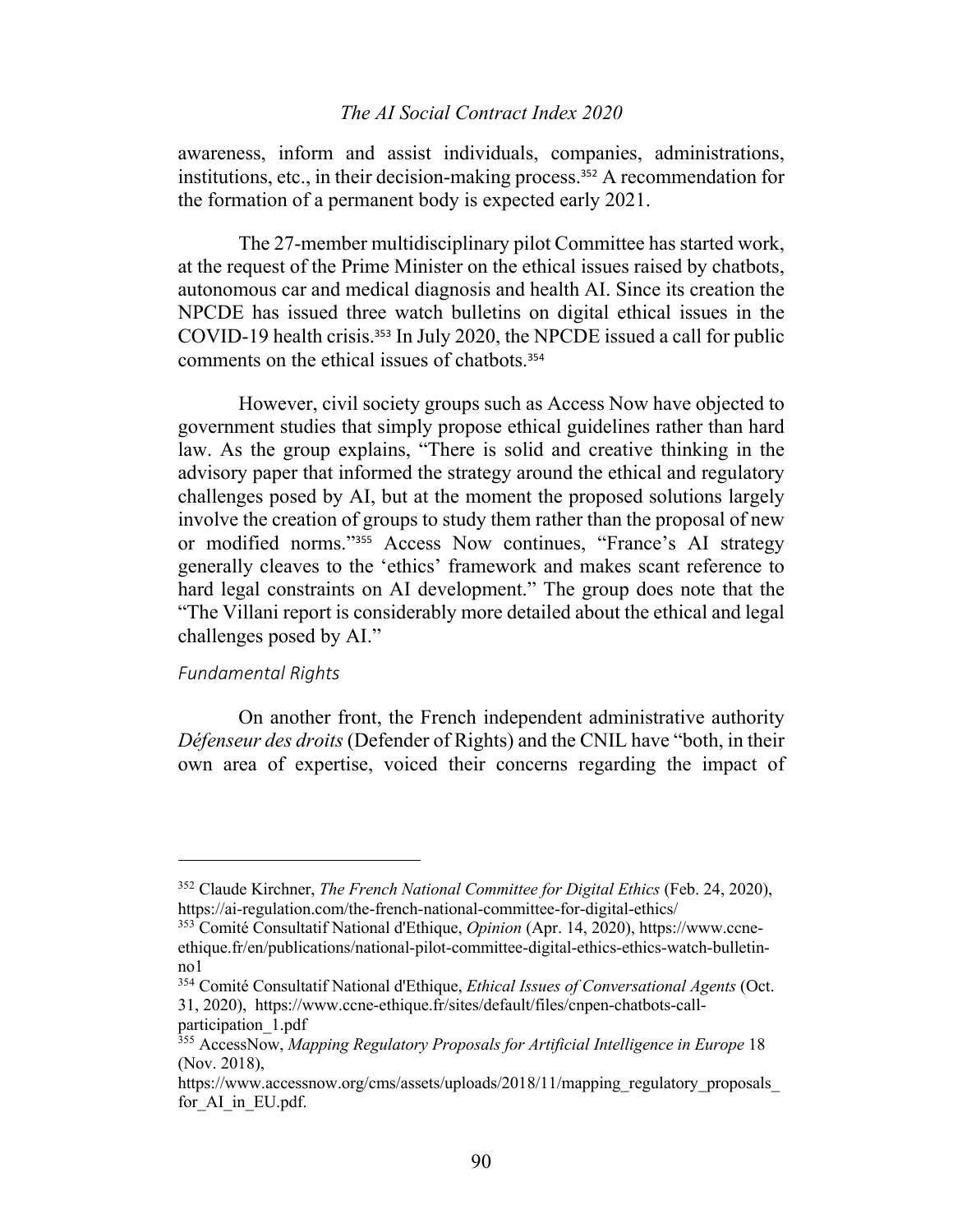awareness, inform and assist individuals, companies, administrations, institutions, etc., in their decision-making process.[352] A recommendation for the formation of a permanent body is expected early 2021.

The 27-member multidisciplinary pilot Committee has started work, at the request of the Prime Minister on the ethical issues raised by chatbots, autonomous car and medical diagnosis and health AI. Since its creation the NPCDE has issued three watch bulletins on digital ethical issues in the COVID-19 health crisis.[353] In July 2020, the NPCDE issued a call for public comments on the ethical issues of chatbots.[354]

However, civil society groups such as Access Now have objected to government studies that simply propose ethical guidelines rather than hard law. As the group explains, "There is solid and creative thinking in the advisory paper that informed the strategy around the ethical and regulatory challenges posed by AI, but at the moment the proposed solutions largely involve the creation of groups to study them rather than the proposal of new or modified norms."[355] Access Now continues, "France's AI strategy generally cleaves to the 'ethics' framework and makes scant reference to hard legal constraints on AI development." The group does note that the "The Villani report is considerably more detailed about the ethical and legal challenges posed by AI."

*Fundamental Rights*

On another front, the French independent administrative authority *Défenseur des droits* (Defender of Rights) and the CNIL have "both, in their own area of expertise, voiced their concerns regarding the impact of

---

[352] Claude Kirchner, *The French National Committee for Digital Ethics* (Feb. 24, 2020), https://ai-regulation.com/the-french-national-committee-for-digital-ethics/

[353] Comité Consultatif National d'Ethique, *Opinion* (Apr. 14, 2020), https://www.ccne-ethique.fr/en/publications/national-pilot-committee-digital-ethics-ethics-watch-bulletin-no1

[354] Comité Consultatif National d'Ethique, *Ethical Issues of Conversational Agents* (Oct. 31, 2020), https://www.ccne-ethique.fr/sites/default/files/cnpen-chatbots-call-participation_1.pdf

[355] AccessNow, *Mapping Regulatory Proposals for Artificial Intelligence in Europe* 18 (Nov. 2018), https://www.accessnow.org/cms/assets/uploads/2018/11/mapping_regulatory_proposals_for_AI_in_EU.pdf.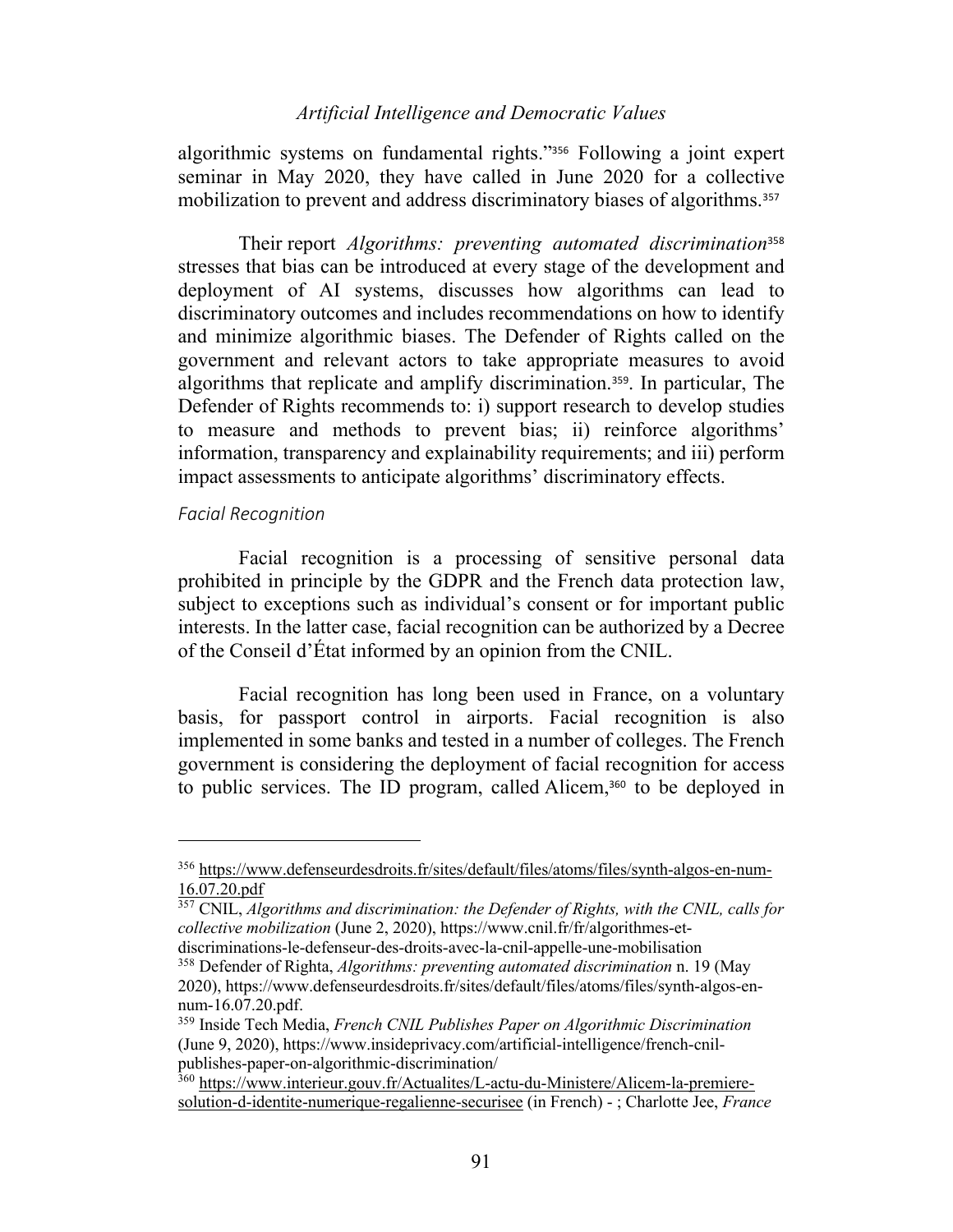algorithmic systems on fundamental rights."[356] Following a joint expert seminar in May 2020, they have called in June 2020 for a collective mobilization to prevent and address discriminatory biases of algorithms.[357]

Their report *Algorithms: preventing automated discrimination*[358] stresses that bias can be introduced at every stage of the development and deployment of AI systems, discusses how algorithms can lead to discriminatory outcomes and includes recommendations on how to identify and minimize algorithmic biases. The Defender of Rights called on the government and relevant actors to take appropriate measures to avoid algorithms that replicate and amplify discrimination.[359]. In particular, The Defender of Rights recommends to: i) support research to develop studies to measure and methods to prevent bias; ii) reinforce algorithms' information, transparency and explainability requirements; and iii) perform impact assessments to anticipate algorithms' discriminatory effects.

### *Facial Recognition*

Facial recognition is a processing of sensitive personal data prohibited in principle by the GDPR and the French data protection law, subject to exceptions such as individual's consent or for important public interests. In the latter case, facial recognition can be authorized by a Decree of the Conseil d'État informed by an opinion from the CNIL.

Facial recognition has long been used in France, on a voluntary basis, for passport control in airports. Facial recognition is also implemented in some banks and tested in a number of colleges. The French government is considering the deployment of facial recognition for access to public services. The ID program, called Alicem,[360] to be deployed in

---

[356] https://www.defenseurdesdroits.fr/sites/default/files/atoms/files/synth-algos-en-num-16.07.20.pdf

[357] CNIL, *Algorithms and discrimination: the Defender of Rights, with the CNIL, calls for collective mobilization* (June 2, 2020), https://www.cnil.fr/fr/algorithmes-et-discriminations-le-defenseur-des-droits-avec-la-cnil-appelle-une-mobilisation

[358] Defender of Righta, *Algorithms: preventing automated discrimination* n. 19 (May 2020), https://www.defenseurdesdroits.fr/sites/default/files/atoms/files/synth-algos-en-num-16.07.20.pdf.

[359] Inside Tech Media, *French CNIL Publishes Paper on Algorithmic Discrimination* (June 9, 2020), https://www.insideprivacy.com/artificial-intelligence/french-cnil-publishes-paper-on-algorithmic-discrimination/

[360] https://www.interieur.gouv.fr/Actualites/L-actu-du-Ministere/Alicem-la-premiere-solution-d-identite-numerique-regalienne-securisee (in French) - ; Charlotte Jee, *France*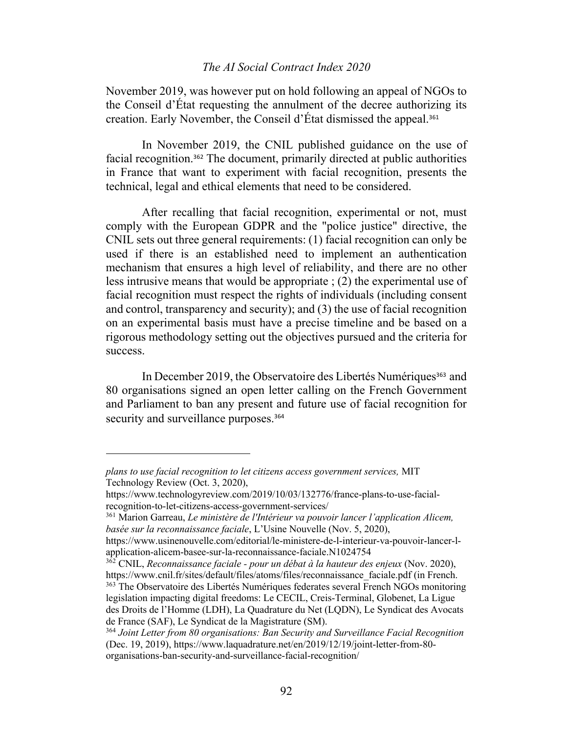November 2019, was however put on hold following an appeal of NGOs to the Conseil d'État requesting the annulment of the decree authorizing its creation. Early November, the Conseil d'État dismissed the appeal.[361]

In November 2019, the CNIL published guidance on the use of facial recognition.[362] The document, primarily directed at public authorities in France that want to experiment with facial recognition, presents the technical, legal and ethical elements that need to be considered.

After recalling that facial recognition, experimental or not, must comply with the European GDPR and the "police justice" directive, the CNIL sets out three general requirements: (1) facial recognition can only be used if there is an established need to implement an authentication mechanism that ensures a high level of reliability, and there are no other less intrusive means that would be appropriate ; (2) the experimental use of facial recognition must respect the rights of individuals (including consent and control, transparency and security); and (3) the use of facial recognition on an experimental basis must have a precise timeline and be based on a rigorous methodology setting out the objectives pursued and the criteria for success.

In December 2019, the Observatoire des Libertés Numériques[363] and 80 organisations signed an open letter calling on the French Government and Parliament to ban any present and future use of facial recognition for security and surveillance purposes.[364]

---

*plans to use facial recognition to let citizens access government services,* MIT Technology Review (Oct. 3, 2020), https://www.technologyreview.com/2019/10/03/132776/france-plans-to-use-facial-recognition-to-let-citizens-access-government-services/

[361] Marion Garreau, *Le ministère de l'Intérieur va pouvoir lancer l'application Alicem, basée sur la reconnaissance faciale*, L'Usine Nouvelle (Nov. 5, 2020), https://www.usinenouvelle.com/editorial/le-ministere-de-l-interieur-va-pouvoir-lancer-l-application-alicem-basee-sur-la-reconnaissance-faciale.N1024754

[362] CNIL, *Reconnaissance faciale - pour un débat à la hauteur des enjeux* (Nov. 2020), https://www.cnil.fr/sites/default/files/atoms/files/reconnaissance_faciale.pdf (in French.

[363] The Observatoire des Libertés Numériques federates several French NGOs monitoring legislation impacting digital freedoms: Le CECIL, Creis-Terminal, Globenet, La Ligue des Droits de l'Homme (LDH), La Quadrature du Net (LQDN), Le Syndicat des Avocats de France (SAF), Le Syndicat de la Magistrature (SM).

[364] *Joint Letter from 80 organisations: Ban Security and Surveillance Facial Recognition* (Dec. 19, 2019), https://www.laquadrature.net/en/2019/12/19/joint-letter-from-80-organisations-ban-security-and-surveillance-facial-recognition/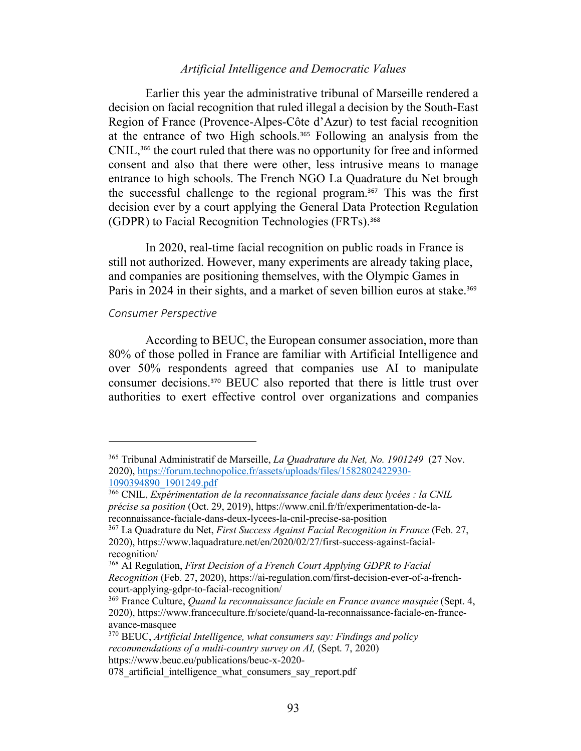Earlier this year the administrative tribunal of Marseille rendered a decision on facial recognition that ruled illegal a decision by the South-East Region of France (Provence-Alpes-Côte d'Azur) to test facial recognition at the entrance of two High schools.[365] Following an analysis from the CNIL,[366] the court ruled that there was no opportunity for free and informed consent and also that there were other, less intrusive means to manage entrance to high schools. The French NGO La Quadrature du Net brough the successful challenge to the regional program.[367] This was the first decision ever by a court applying the General Data Protection Regulation (GDPR) to Facial Recognition Technologies (FRTs).[368]

In 2020, real-time facial recognition on public roads in France is still not authorized. However, many experiments are already taking place, and companies are positioning themselves, with the Olympic Games in Paris in 2024 in their sights, and a market of seven billion euros at stake.[369]

*Consumer Perspective*

According to BEUC, the European consumer association, more than 80% of those polled in France are familiar with Artificial Intelligence and over 50% respondents agreed that companies use AI to manipulate consumer decisions.[370] BEUC also reported that there is little trust over authorities to exert effective control over organizations and companies

---

[365] Tribunal Administratif de Marseille, *La Quadrature du Net, No. 1901249* (27 Nov. 2020), https://forum.technopolice.fr/assets/uploads/files/1582802422930-1090394890_1901249.pdf

[366] CNIL, *Expérimentation de la reconnaissance faciale dans deux lycées : la CNIL précise sa position* (Oct. 29, 2019), https://www.cnil.fr/fr/experimentation-de-la-reconnaissance-faciale-dans-deux-lycees-la-cnil-precise-sa-position

[367] La Quadrature du Net, *First Success Against Facial Recognition in France* (Feb. 27, 2020), https://www.laquadrature.net/en/2020/02/27/first-success-against-facial-recognition/

[368] AI Regulation, *First Decision of a French Court Applying GDPR to Facial Recognition* (Feb. 27, 2020), https://ai-regulation.com/first-decision-ever-of-a-french-court-applying-gdpr-to-facial-recognition/

[369] France Culture, *Quand la reconnaissance faciale en France avance masquée* (Sept. 4, 2020), https://www.franceculture.fr/societe/quand-la-reconnaissance-faciale-en-france-avance-masquee

[370] BEUC, *Artificial Intelligence, what consumers say: Findings and policy recommendations of a multi-country survey on AI,* (Sept. 7, 2020) https://www.beuc.eu/publications/beuc-x-2020-078_artificial_intelligence_what_consumers_say_report.pdf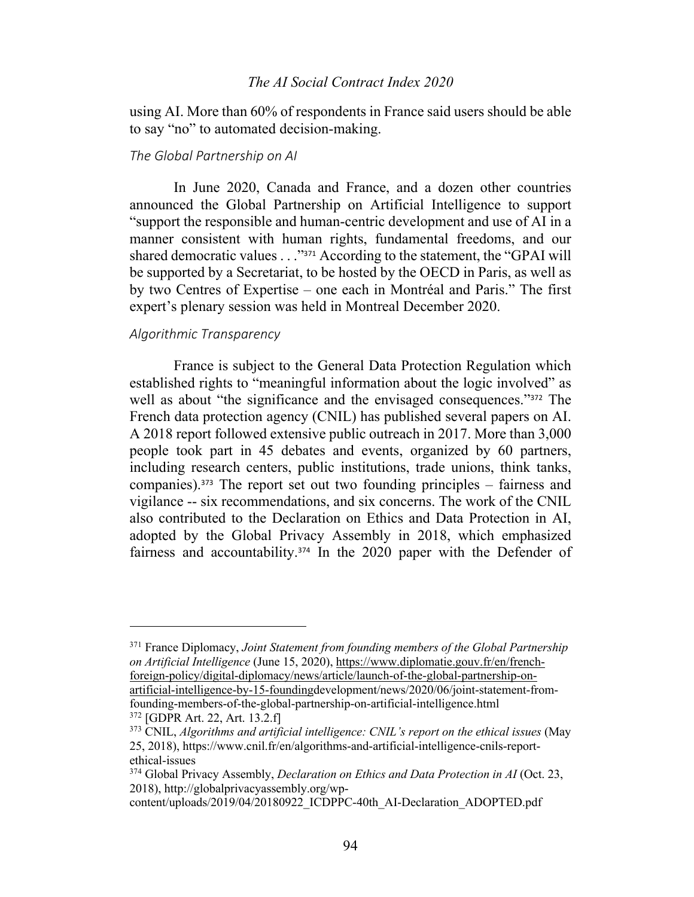using AI. More than 60% of respondents in France said users should be able to say "no" to automated decision-making.

### *The Global Partnership on AI*

In June 2020, Canada and France, and a dozen other countries announced the Global Partnership on Artificial Intelligence to support "support the responsible and human-centric development and use of AI in a manner consistent with human rights, fundamental freedoms, and our shared democratic values . . ."[371] According to the statement, the "GPAI will be supported by a Secretariat, to be hosted by the OECD in Paris, as well as by two Centres of Expertise – one each in Montréal and Paris." The first expert's plenary session was held in Montreal December 2020.

### *Algorithmic Transparency*

France is subject to the General Data Protection Regulation which established rights to "meaningful information about the logic involved" as well as about "the significance and the envisaged consequences."[372] The French data protection agency (CNIL) has published several papers on AI. A 2018 report followed extensive public outreach in 2017. More than 3,000 people took part in 45 debates and events, organized by 60 partners, including research centers, public institutions, trade unions, think tanks, companies).[373] The report set out two founding principles – fairness and vigilance -- six recommendations, and six concerns. The work of the CNIL also contributed to the Declaration on Ethics and Data Protection in AI, adopted by the Global Privacy Assembly in 2018, which emphasized fairness and accountability.[374] In the 2020 paper with the Defender of

---

[371] France Diplomacy, *Joint Statement from founding members of the Global Partnership on Artificial Intelligence* (June 15, 2020), https://www.diplomatie.gouv.fr/en/french-foreign-policy/digital-diplomacy/news/article/launch-of-the-global-partnership-on-artificial-intelligence-by-15-foundingdevelopment/news/2020/06/joint-statement-from-founding-members-of-the-global-partnership-on-artificial-intelligence.html

[372] [GDPR Art. 22, Art. 13.2.f]

[373] CNIL, *Algorithms and artificial intelligence: CNIL's report on the ethical issues* (May 25, 2018), https://www.cnil.fr/en/algorithms-and-artificial-intelligence-cnils-report-ethical-issues

[374] Global Privacy Assembly, *Declaration on Ethics and Data Protection in AI* (Oct. 23, 2018), http://globalprivacyassembly.org/wp-content/uploads/2019/04/20180922_ICDPPC-40th_AI-Declaration_ADOPTED.pdf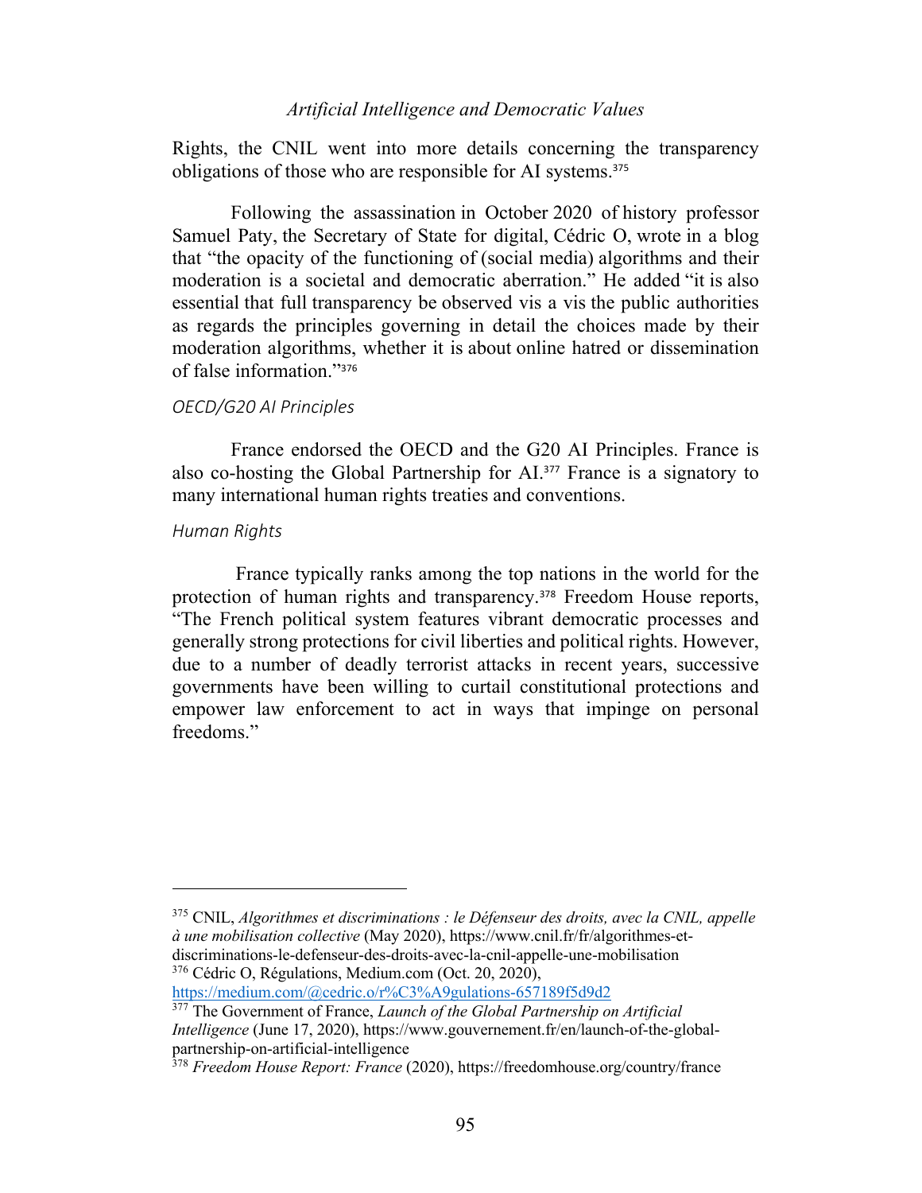Rights, the CNIL went into more details concerning the transparency obligations of those who are responsible for AI systems.[375]

Following the assassination in October 2020 of history professor Samuel Paty, the Secretary of State for digital, Cédric O, wrote in a blog that "the opacity of the functioning of (social media) algorithms and their moderation is a societal and democratic aberration." He added "it is also essential that full transparency be observed vis a vis the public authorities as regards the principles governing in detail the choices made by their moderation algorithms, whether it is about online hatred or dissemination of false information."[376]

### *OECD/G20 AI Principles*

France endorsed the OECD and the G20 AI Principles. France is also co-hosting the Global Partnership for AI.[377] France is a signatory to many international human rights treaties and conventions.

### *Human Rights*

France typically ranks among the top nations in the world for the protection of human rights and transparency.[378] Freedom House reports, "The French political system features vibrant democratic processes and generally strong protections for civil liberties and political rights. However, due to a number of deadly terrorist attacks in recent years, successive governments have been willing to curtail constitutional protections and empower law enforcement to act in ways that impinge on personal freedoms."

---

[375] CNIL, *Algorithmes et discriminations : le Défenseur des droits, avec la CNIL, appelle à une mobilisation collective* (May 2020), https://www.cnil.fr/fr/algorithmes-et-discriminations-le-defenseur-des-droits-avec-la-cnil-appelle-une-mobilisation

[376] Cédric O, Régulations, Medium.com (Oct. 20, 2020), https://medium.com/@cedric.o/r%C3%A9gulations-657189f5d9d2

[377] The Government of France, *Launch of the Global Partnership on Artificial Intelligence* (June 17, 2020), https://www.gouvernement.fr/en/launch-of-the-global-partnership-on-artificial-intelligence

[378] *Freedom House Report: France* (2020), https://freedomhouse.org/country/france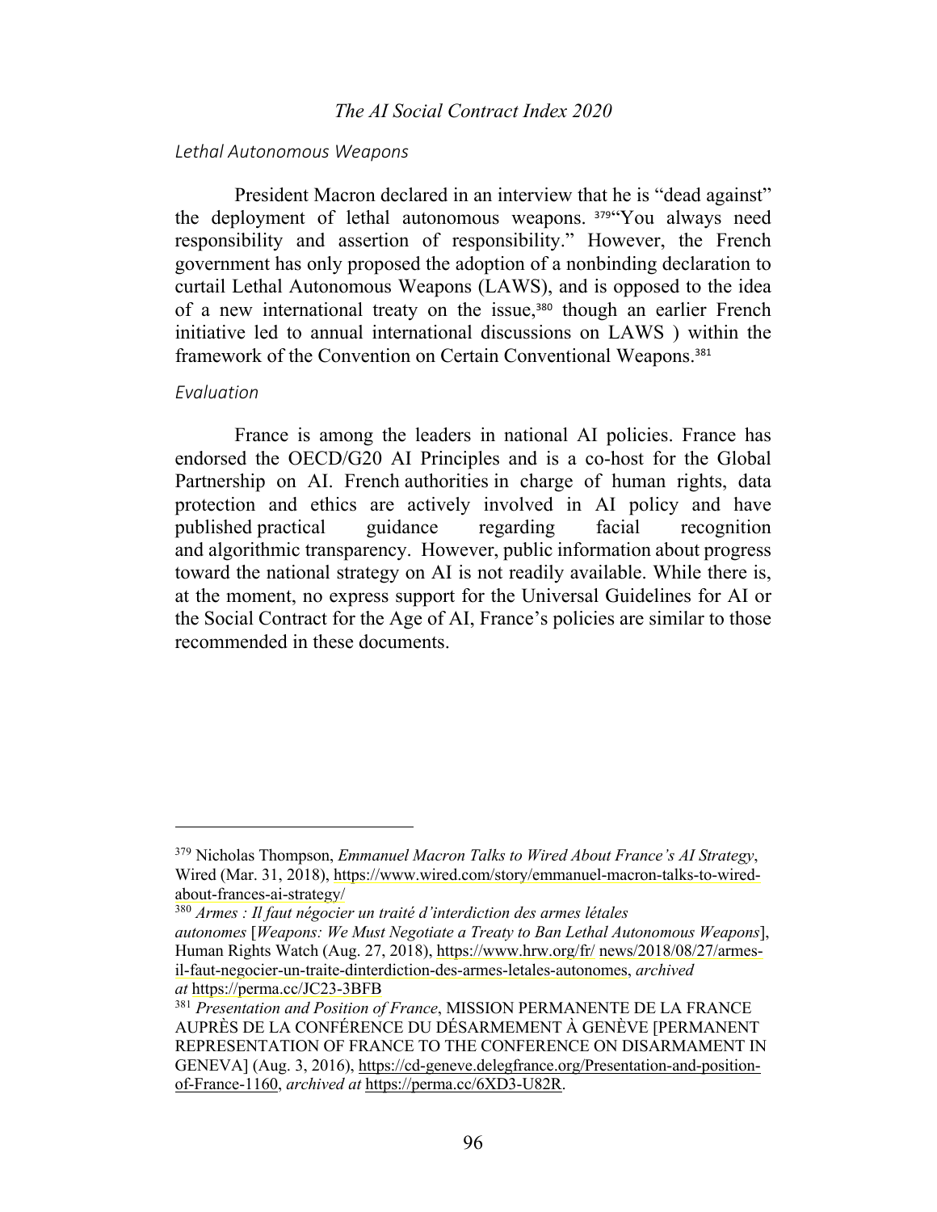### *Lethal Autonomous Weapons*

President Macron declared in an interview that he is "dead against" the deployment of lethal autonomous weapons. [379]"You always need responsibility and assertion of responsibility." However, the French government has only proposed the adoption of a nonbinding declaration to curtail Lethal Autonomous Weapons (LAWS), and is opposed to the idea of a new international treaty on the issue,[380] though an earlier French initiative led to annual international discussions on LAWS ) within the framework of the Convention on Certain Conventional Weapons.[381]

### *Evaluation*

France is among the leaders in national AI policies. France has endorsed the OECD/G20 AI Principles and is a co-host for the Global Partnership on AI. French authorities in charge of human rights, data protection and ethics are actively involved in AI policy and have published practical guidance regarding facial recognition and algorithmic transparency. However, public information about progress toward the national strategy on AI is not readily available. While there is, at the moment, no express support for the Universal Guidelines for AI or the Social Contract for the Age of AI, France's policies are similar to those recommended in these documents.

---

[379] Nicholas Thompson, *Emmanuel Macron Talks to Wired About France's AI Strategy*, Wired (Mar. 31, 2018), https://www.wired.com/story/emmanuel-macron-talks-to-wired-about-frances-ai-strategy/

[380] *Armes : Il faut négocier un traité d'interdiction des armes létales autonomes* [*Weapons: We Must Negotiate a Treaty to Ban Lethal Autonomous Weapons*], Human Rights Watch (Aug. 27, 2018), https://www.hrw.org/fr/ news/2018/08/27/armes-il-faut-negocier-un-traite-dinterdiction-des-armes-letales-autonomes, *archived at* https://perma.cc/JC23-3BFB

[381] *Presentation and Position of France*, MISSION PERMANENTE DE LA FRANCE AUPRÈS DE LA CONFÉRENCE DU DÉSARMEMENT À GENÈVE [PERMANENT REPRESENTATION OF FRANCE TO THE CONFERENCE ON DISARMAMENT IN GENEVA] (Aug. 3, 2016), https://cd-geneve.delegfrance.org/Presentation-and-position-of-France-1160, *archived at* https://perma.cc/6XD3-U82R.